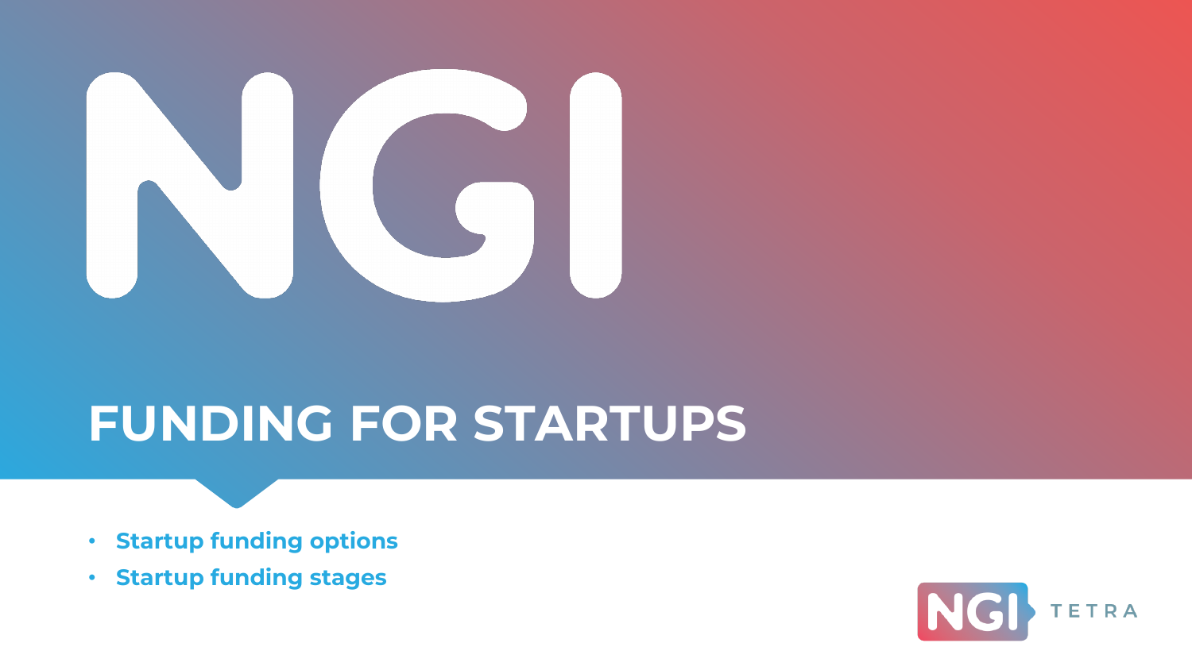# NGI

## FUNDING FOR STARTUPS

- Startup funding options
- Startup funding stages

NGI TETRA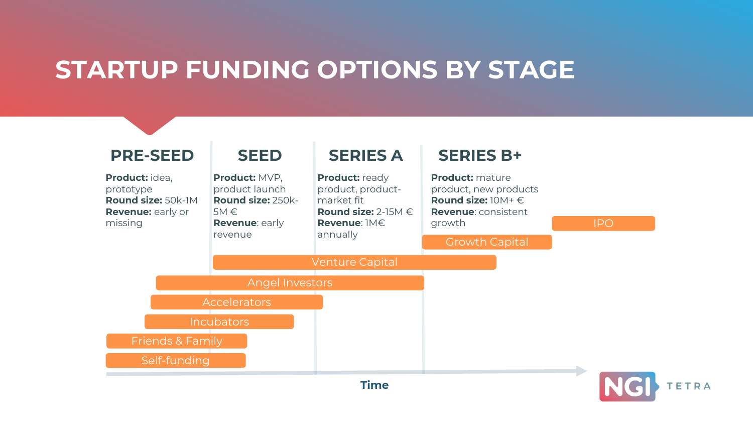# STARTUP FUNDING OPTIONS BY STAGE

## PRE-SEED

**Product:** idea, prototype
**Round size:** 50k-1M
**Revenue:** early or missing

## SEED

**Product:** MVP, product launch
**Round size:** 250k-5M €
**Revenue**: early revenue

## SERIES A

**Product:** ready product, product-market fit
**Round size:** 2-15M €
**Revenue**: 1M€ annually

## SERIES B+

**Product:** mature product, new products
**Round size:** 10M+ €
**Revenue**: consistent growth

IPO

Growth Capital

Venture Capital

Angel Investors

Accelerators

Incubators

Friends & Family

Self-funding

Time

NGI TETRA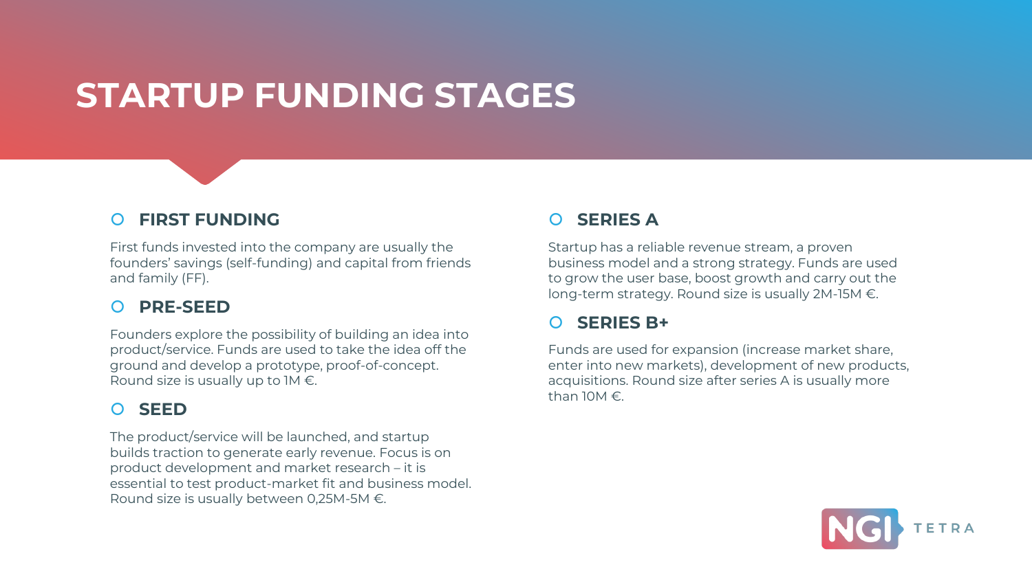# STARTUP FUNDING STAGES

## FIRST FUNDING

First funds invested into the company are usually the founders' savings (self-funding) and capital from friends and family (FF).

## PRE-SEED

Founders explore the possibility of building an idea into product/service. Funds are used to take the idea off the ground and develop a prototype, proof-of-concept. Round size is usually up to 1M €.

## SEED

The product/service will be launched, and startup builds traction to generate early revenue. Focus is on product development and market research – it is essential to test product-market fit and business model. Round size is usually between 0,25M-5M €.

## SERIES A

Startup has a reliable revenue stream, a proven business model and a strong strategy. Funds are used to grow the user base, boost growth and carry out the long-term strategy. Round size is usually 2M-15M €.

## SERIES B+

Funds are used for expansion (increase market share, enter into new markets), development of new products, acquisitions. Round size after series A is usually more than 10M €.

NGI TETRA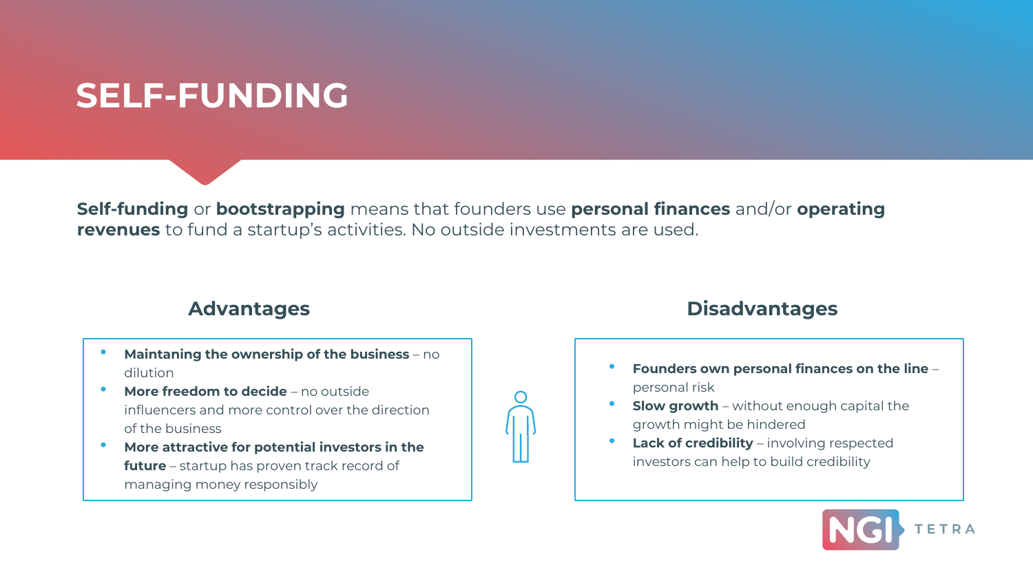# SELF-FUNDING

**Self-funding** or **bootstrapping** means that founders use **personal finances** and/or **operating revenues** to fund a startup's activities. No outside investments are used.

## Advantages

- **Maintaning the ownership of the business** – no dilution
- **More freedom to decide** – no outside influencers and more control over the direction of the business
- **More attractive for potential investors in the future** – startup has proven track record of managing money responsibly

## Disadvantages

- **Founders own personal finances on the line** – personal risk
- **Slow growth** – without enough capital the growth might be hindered
- **Lack of credibility** – involving respected investors can help to build credibility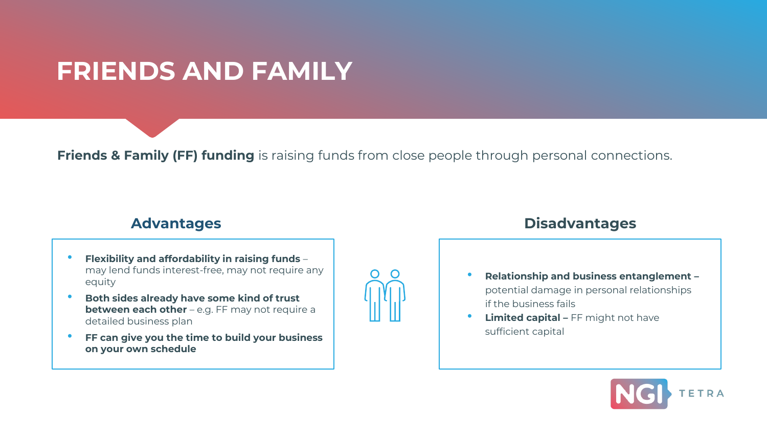# FRIENDS AND FAMILY

**Friends & Family (FF) funding** is raising funds from close people through personal connections.

## Advantages

- **Flexibility and affordability in raising funds** – may lend funds interest-free, may not require any equity
- **Both sides already have some kind of trust between each other** – e.g. FF may not require a detailed business plan
- **FF can give you the time to build your business on your own schedule**

## Disadvantages

- **Relationship and business entanglement –** potential damage in personal relationships if the business fails
- **Limited capital –** FF might not have sufficient capital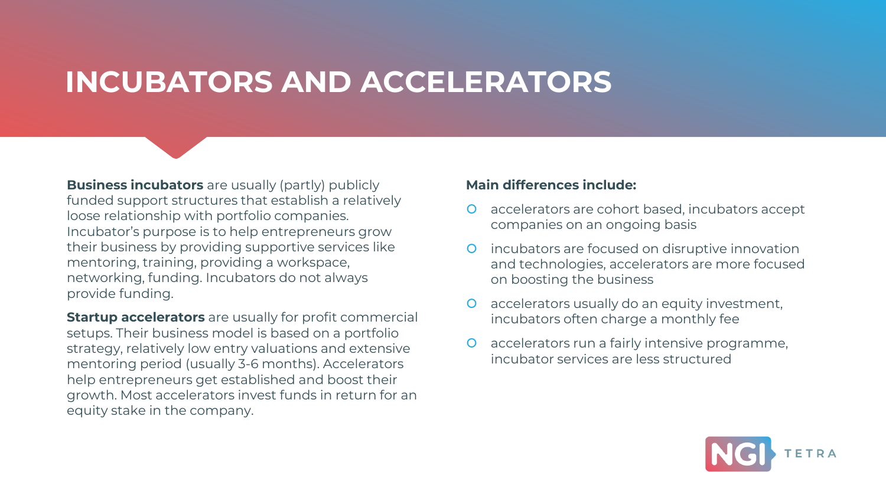# INCUBATORS AND ACCELERATORS

**Business incubators** are usually (partly) publicly funded support structures that establish a relatively loose relationship with portfolio companies. Incubator's purpose is to help entrepreneurs grow their business by providing supportive services like mentoring, training, providing a workspace, networking, funding. Incubators do not always provide funding.

**Startup accelerators** are usually for profit commercial setups. Their business model is based on a portfolio strategy, relatively low entry valuations and extensive mentoring period (usually 3-6 months). Accelerators help entrepreneurs get established and boost their growth. Most accelerators invest funds in return for an equity stake in the company.

**Main differences include:**

- accelerators are cohort based, incubators accept companies on an ongoing basis
- incubators are focused on disruptive innovation and technologies, accelerators are more focused on boosting the business
- accelerators usually do an equity investment, incubators often charge a monthly fee
- accelerators run a fairly intensive programme, incubator services are less structured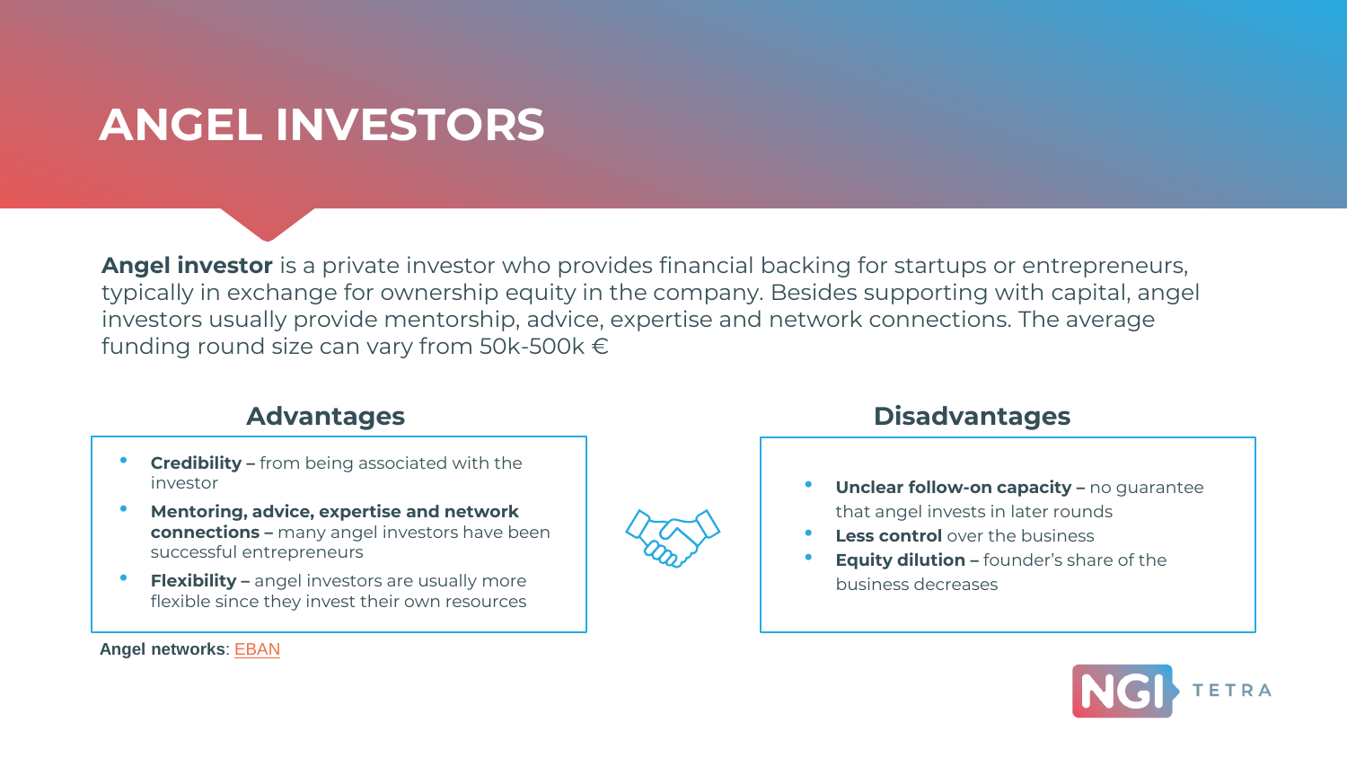# ANGEL INVESTORS

**Angel investor** is a private investor who provides financial backing for startups or entrepreneurs, typically in exchange for ownership equity in the company. Besides supporting with capital, angel investors usually provide mentorship, advice, expertise and network connections. The average funding round size can vary from 50k-500k €

## Advantages

- **Credibility –** from being associated with the investor
- **Mentoring, advice, expertise and network connections –** many angel investors have been successful entrepreneurs
- **Flexibility –** angel investors are usually more flexible since they invest their own resources

**Angel networks**: EBAN

## Disadvantages

- **Unclear follow-on capacity –** no guarantee that angel invests in later rounds
- **Less control** over the business
- **Equity dilution –** founder's share of the business decreases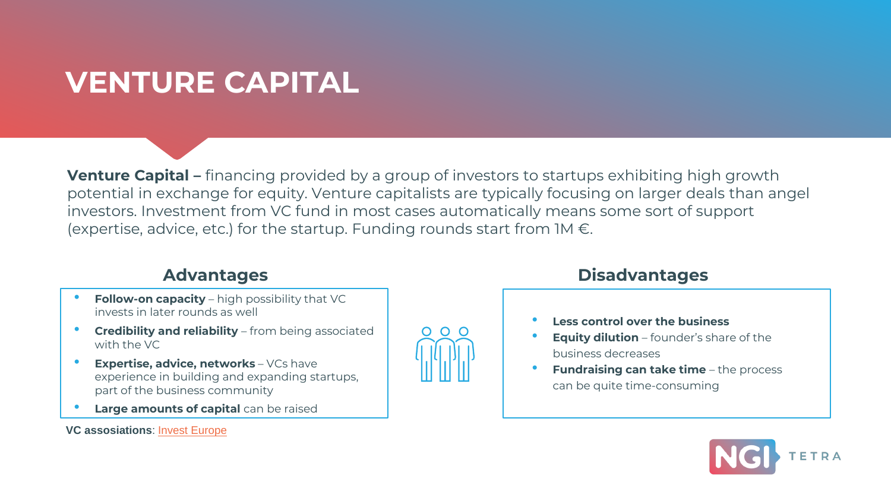# VENTURE CAPITAL

**Venture Capital –** financing provided by a group of investors to startups exhibiting high growth potential in exchange for equity. Venture capitalists are typically focusing on larger deals than angel investors. Investment from VC fund in most cases automatically means some sort of support (expertise, advice, etc.) for the startup. Funding rounds start from 1M €.

## Advantages

- **Follow-on capacity** – high possibility that VC invests in later rounds as well
- **Credibility and reliability** – from being associated with the VC
- **Expertise, advice, networks** – VCs have experience in building and expanding startups, part of the business community
- **Large amounts of capital** can be raised

**VC assosiations**: Invest Europe

## Disadvantages

- **Less control over the business**
- **Equity dilution** – founder's share of the business decreases
- **Fundraising can take time** – the process can be quite time-consuming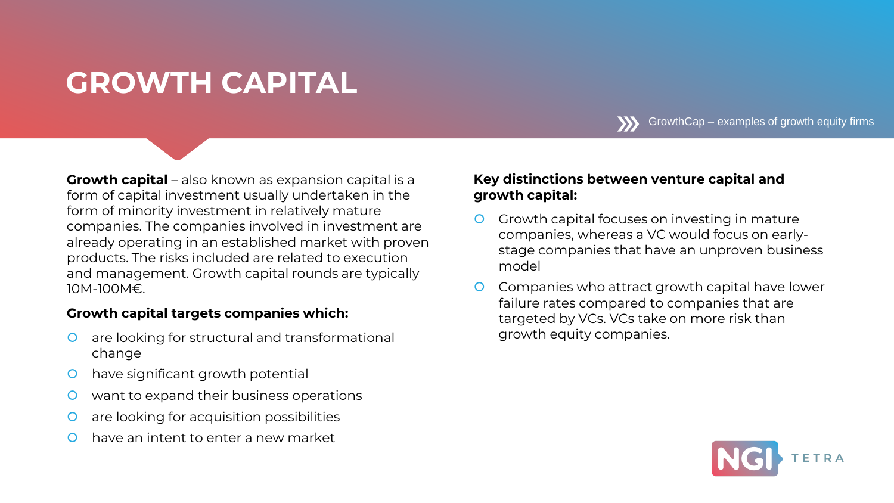# GROWTH CAPITAL

GrowthCap – examples of growth equity firms

**Growth capital** – also known as expansion capital is a form of capital investment usually undertaken in the form of minority investment in relatively mature companies. The companies involved in investment are already operating in an established market with proven products. The risks included are related to execution and management. Growth capital rounds are typically 10M-100M€.

**Growth capital targets companies which:**

- are looking for structural and transformational change
- have significant growth potential
- want to expand their business operations
- are looking for acquisition possibilities
- have an intent to enter a new market

**Key distinctions between venture capital and growth capital:**

- Growth capital focuses on investing in mature companies, whereas a VC would focus on early-stage companies that have an unproven business model
- Companies who attract growth capital have lower failure rates compared to companies that are targeted by VCs. VCs take on more risk than growth equity companies.

NGI TETRA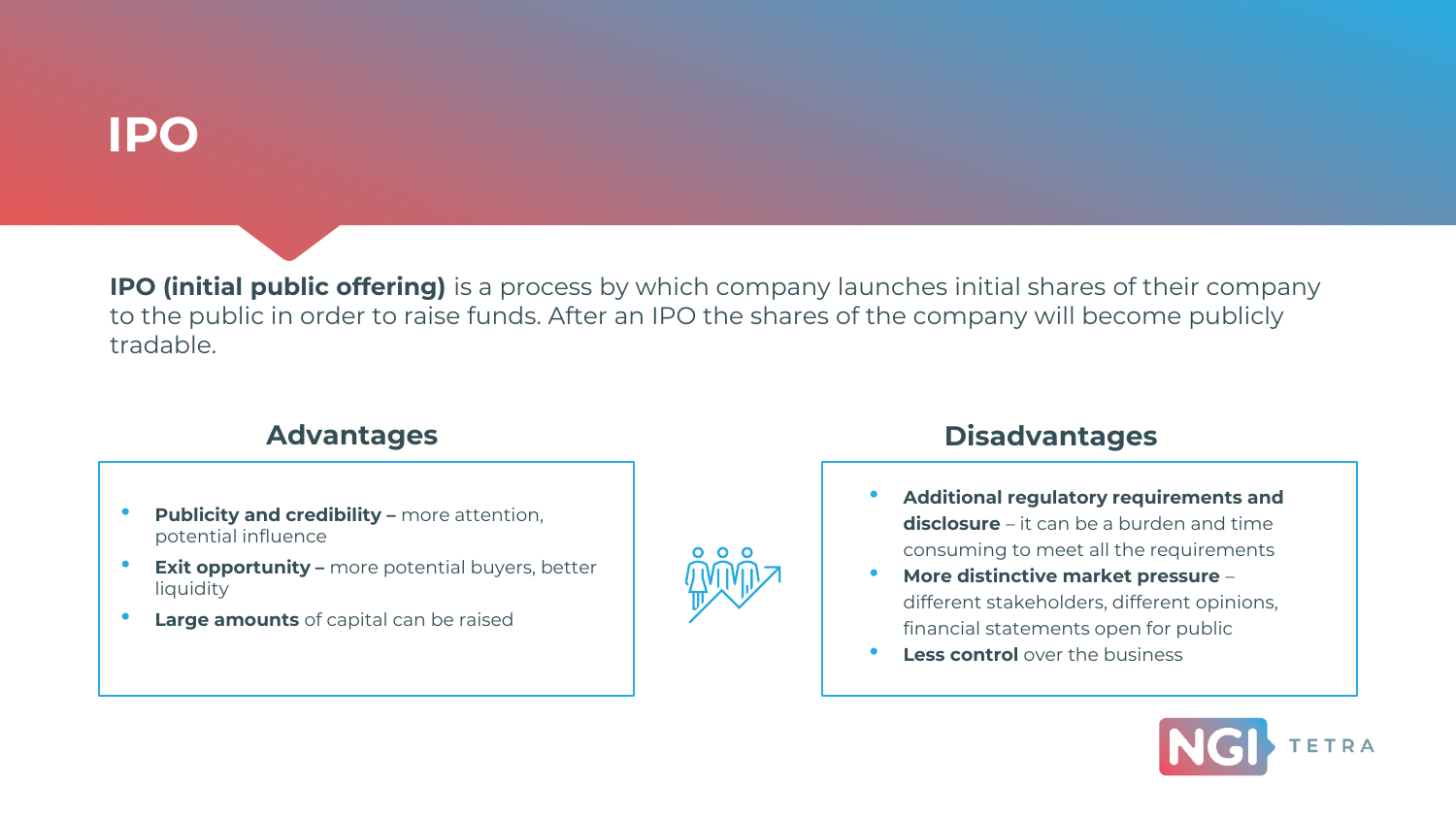# IPO

**IPO (initial public offering)** is a process by which company launches initial shares of their company to the public in order to raise funds. After an IPO the shares of the company will become publicly tradable.

## Advantages

- **Publicity and credibility –** more attention, potential influence
- **Exit opportunity –** more potential buyers, better liquidity
- **Large amounts** of capital can be raised

## Disadvantages

- **Additional regulatory requirements and disclosure** – it can be a burden and time consuming to meet all the requirements
- **More distinctive market pressure** – different stakeholders, different opinions, financial statements open for public
- **Less control** over the business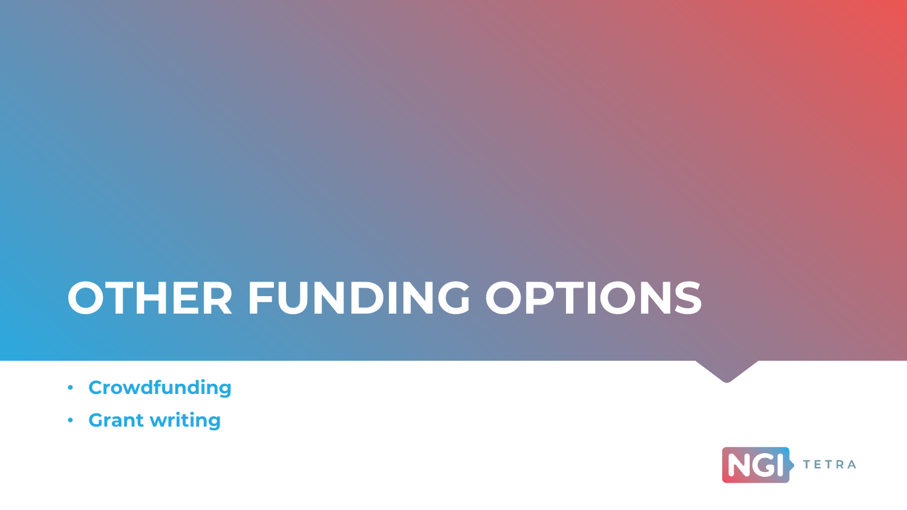# OTHER FUNDING OPTIONS

- Crowdfunding
- Grant writing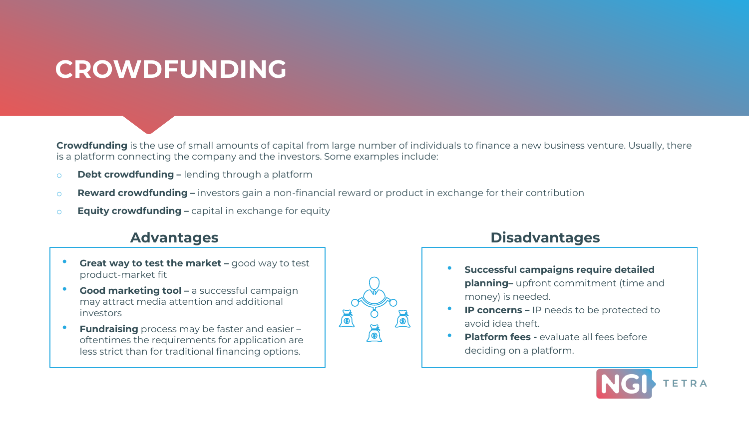# CROWDFUNDING

**Crowdfunding** is the use of small amounts of capital from large number of individuals to finance a new business venture. Usually, there is a platform connecting the company and the investors. Some examples include:

- **Debt crowdfunding –** lending through a platform
- **Reward crowdfunding –** investors gain a non-financial reward or product in exchange for their contribution
- **Equity crowdfunding –** capital in exchange for equity

## Advantages

- **Great way to test the market –** good way to test product-market fit
- **Good marketing tool –** a successful campaign may attract media attention and additional investors
- **Fundraising** process may be faster and easier – oftentimes the requirements for application are less strict than for traditional financing options.

## Disadvantages

- **Successful campaigns require detailed planning–** upfront commitment (time and money) is needed.
- **IP concerns –** IP needs to be protected to avoid idea theft.
- **Platform fees -** evaluate all fees before deciding on a platform.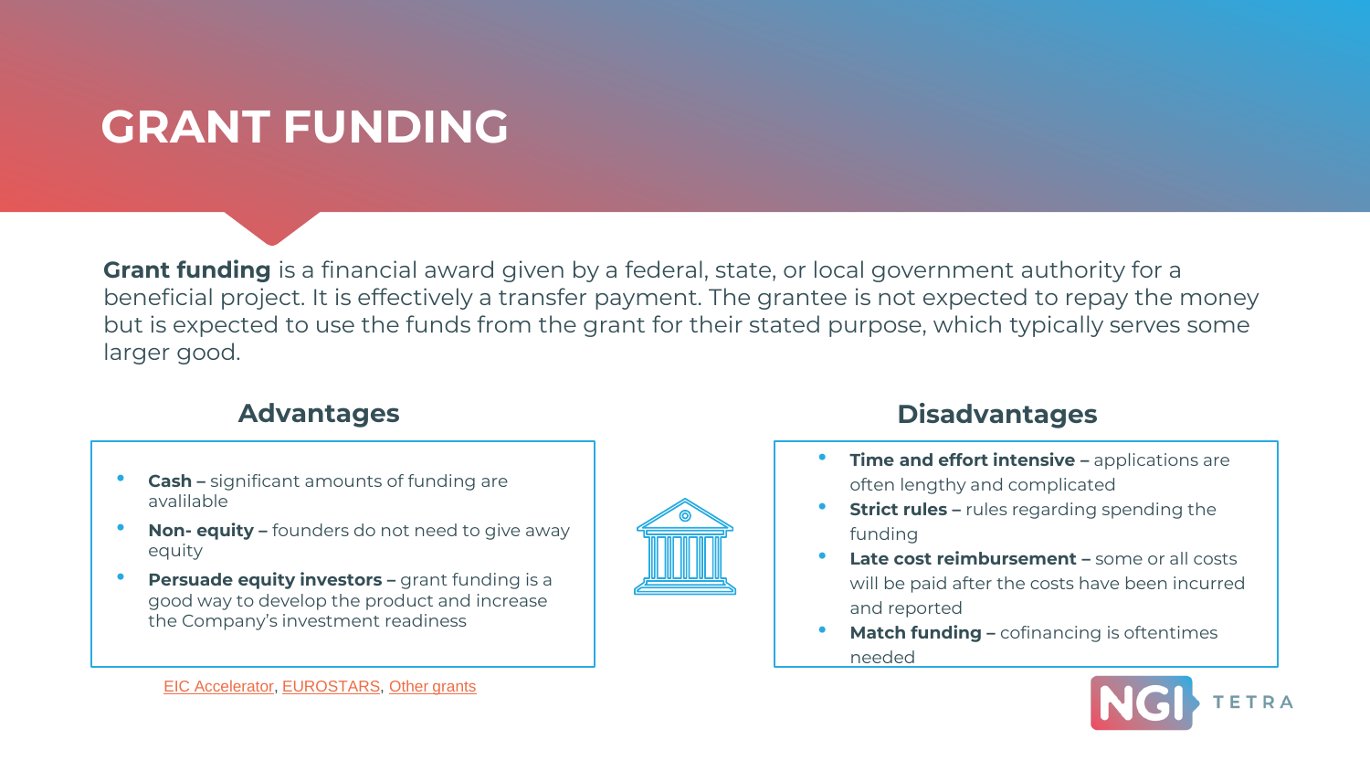# GRANT FUNDING

**Grant funding** is a financial award given by a federal, state, or local government authority for a beneficial project. It is effectively a transfer payment. The grantee is not expected to repay the money but is expected to use the funds from the grant for their stated purpose, which typically serves some larger good.

## Advantages

- **Cash –** significant amounts of funding are avalilable
- **Non- equity –** founders do not need to give away equity
- **Persuade equity investors –** grant funding is a good way to develop the product and increase the Company's investment readiness

EIC Accelerator, EUROSTARS, Other grants

## Disadvantages

- **Time and effort intensive –** applications are often lengthy and complicated
- **Strict rules –** rules regarding spending the funding
- **Late cost reimbursement –** some or all costs will be paid after the costs have been incurred and reported
- **Match funding –** cofinancing is oftentimes needed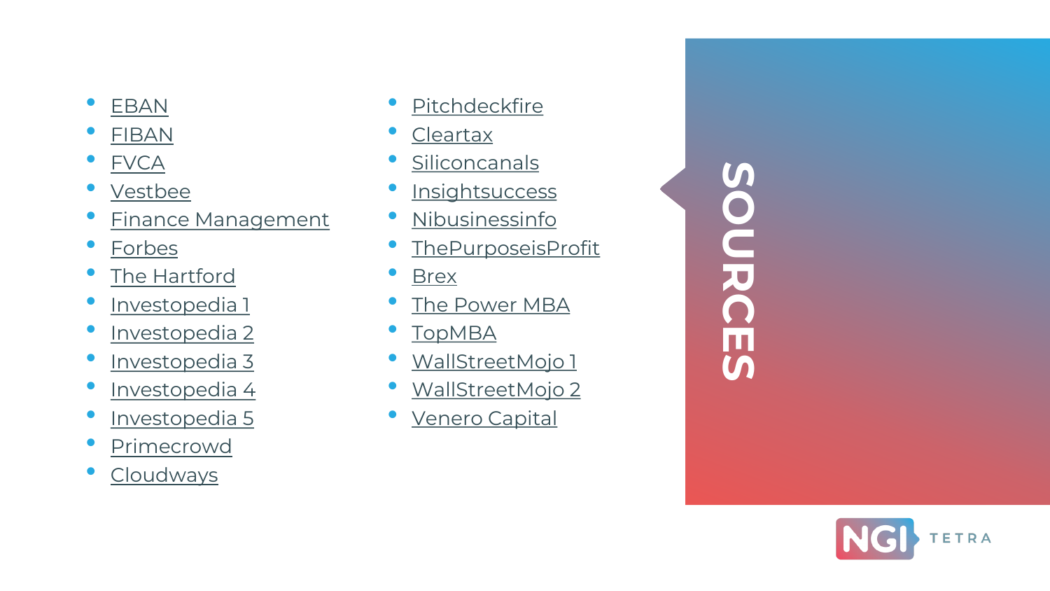# SOURCES

- EBAN
- FIBAN
- FVCA
- Vestbee
- Finance Management
- Forbes
- The Hartford
- Investopedia 1
- Investopedia 2
- Investopedia 3
- Investopedia 4
- Investopedia 5
- Primecrowd
- Cloudways
- Pitchdeckfire
- Cleartax
- Siliconcanals
- Insightsuccess
- Nibusinessinfo
- ThePurposeisProfit
- Brex
- The Power MBA
- TopMBA
- WallStreetMojo 1
- WallStreetMojo 2
- Venero Capital

NGI TETRA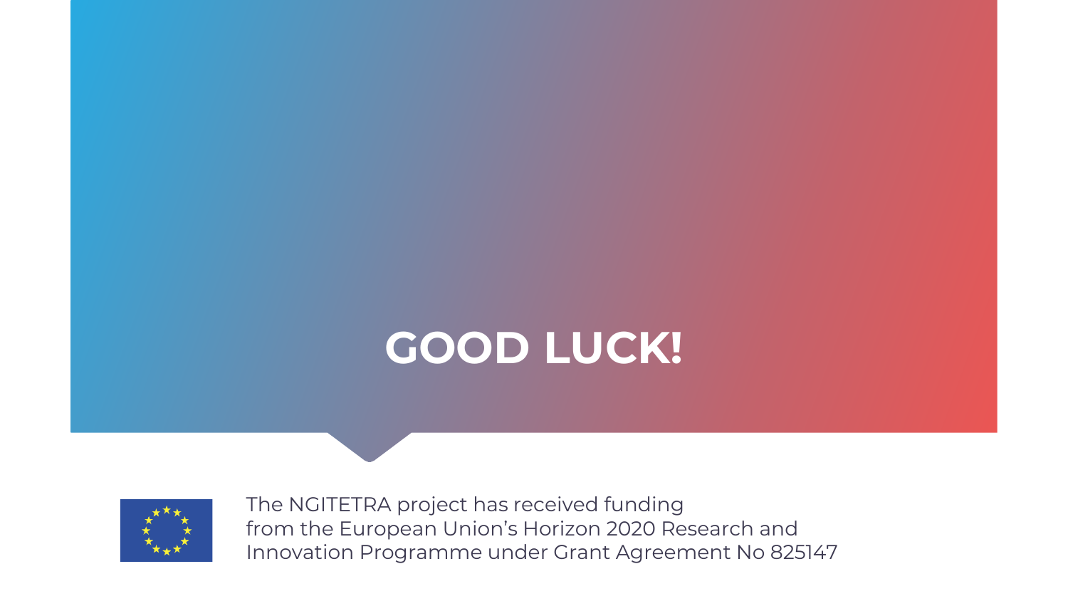# GOOD LUCK!

The NGITETRA project has received funding
from the European Union’s Horizon 2020 Research and
Innovation Programme under Grant Agreement No 825147